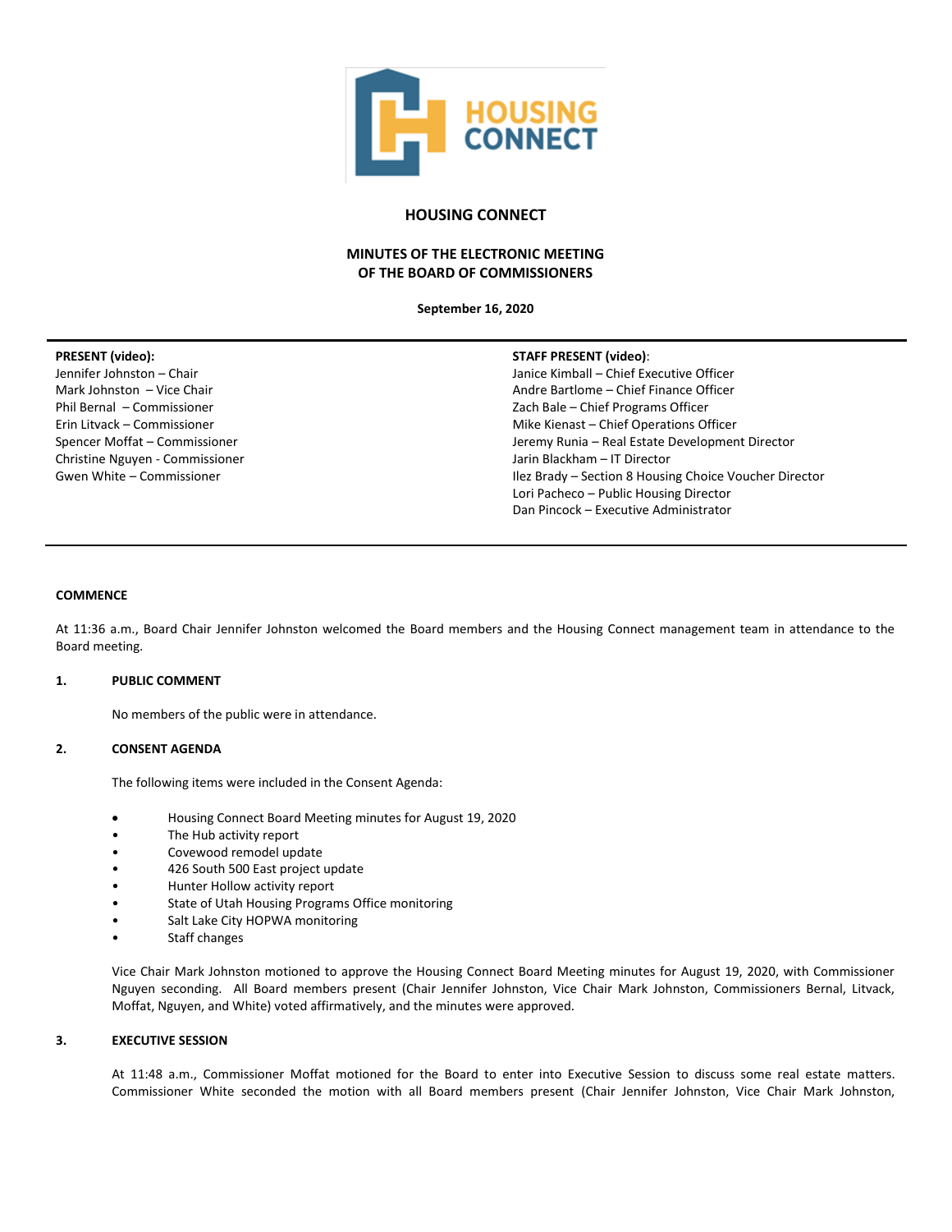# HOUSING CONNECT

## MINUTES OF THE ELECTRONIC MEETING OF THE BOARD OF COMMISSIONERS

**September 16, 2020**

**PRESENT (video):**
Jennifer Johnston – Chair
Mark Johnston – Vice Chair
Phil Bernal – Commissioner
Erin Litvack – Commissioner
Spencer Moffat – Commissioner
Christine Nguyen - Commissioner
Gwen White – Commissioner

**STAFF PRESENT (video):**
Janice Kimball – Chief Executive Officer
Andre Bartlome – Chief Finance Officer
Zach Bale – Chief Programs Officer
Mike Kienast – Chief Operations Officer
Jeremy Runia – Real Estate Development Director
Jarin Blackham – IT Director
Ilez Brady – Section 8 Housing Choice Voucher Director
Lori Pacheco – Public Housing Director
Dan Pincock – Executive Administrator

### COMMENCE

At 11:36 a.m., Board Chair Jennifer Johnston welcomed the Board members and the Housing Connect management team in attendance to the Board meeting.

### 1. PUBLIC COMMENT

No members of the public were in attendance.

### 2. CONSENT AGENDA

The following items were included in the Consent Agenda:

- Housing Connect Board Meeting minutes for August 19, 2020
- The Hub activity report
- Covewood remodel update
- 426 South 500 East project update
- Hunter Hollow activity report
- State of Utah Housing Programs Office monitoring
- Salt Lake City HOPWA monitoring
- Staff changes

Vice Chair Mark Johnston motioned to approve the Housing Connect Board Meeting minutes for August 19, 2020, with Commissioner Nguyen seconding. All Board members present (Chair Jennifer Johnston, Vice Chair Mark Johnston, Commissioners Bernal, Litvack, Moffat, Nguyen, and White) voted affirmatively, and the minutes were approved.

### 3. EXECUTIVE SESSION

At 11:48 a.m., Commissioner Moffat motioned for the Board to enter into Executive Session to discuss some real estate matters. Commissioner White seconded the motion with all Board members present (Chair Jennifer Johnston, Vice Chair Mark Johnston,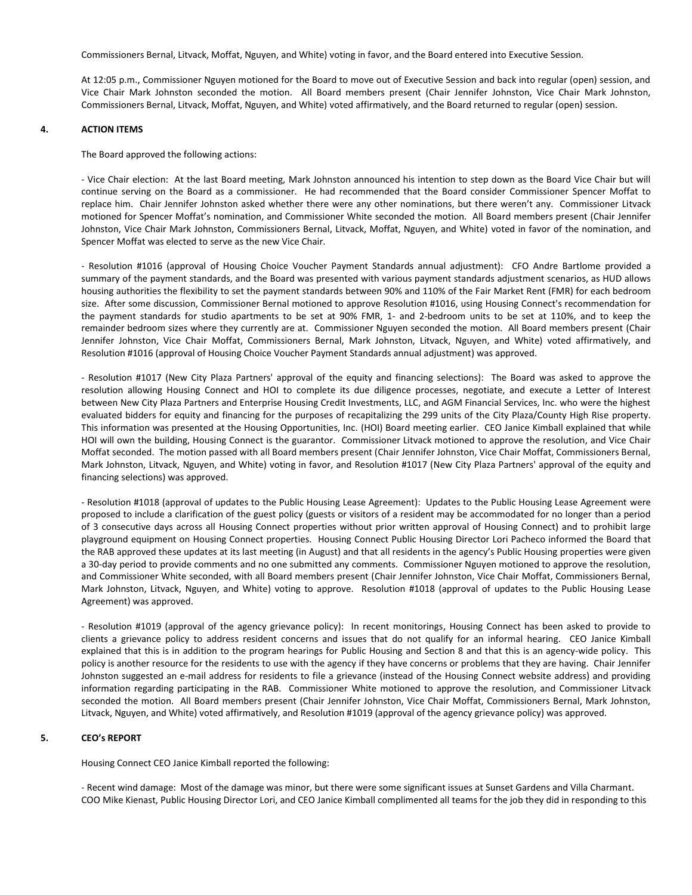Commissioners Bernal, Litvack, Moffat, Nguyen, and White) voting in favor, and the Board entered into Executive Session.

At 12:05 p.m., Commissioner Nguyen motioned for the Board to move out of Executive Session and back into regular (open) session, and Vice Chair Mark Johnston seconded the motion. All Board members present (Chair Jennifer Johnston, Vice Chair Mark Johnston, Commissioners Bernal, Litvack, Moffat, Nguyen, and White) voted affirmatively, and the Board returned to regular (open) session.

## 4. ACTION ITEMS

The Board approved the following actions:

- Vice Chair election: At the last Board meeting, Mark Johnston announced his intention to step down as the Board Vice Chair but will continue serving on the Board as a commissioner. He had recommended that the Board consider Commissioner Spencer Moffat to replace him. Chair Jennifer Johnston asked whether there were any other nominations, but there weren't any. Commissioner Litvack motioned for Spencer Moffat's nomination, and Commissioner White seconded the motion. All Board members present (Chair Jennifer Johnston, Vice Chair Mark Johnston, Commissioners Bernal, Litvack, Moffat, Nguyen, and White) voted in favor of the nomination, and Spencer Moffat was elected to serve as the new Vice Chair.

- Resolution #1016 (approval of Housing Choice Voucher Payment Standards annual adjustment): CFO Andre Bartlome provided a summary of the payment standards, and the Board was presented with various payment standards adjustment scenarios, as HUD allows housing authorities the flexibility to set the payment standards between 90% and 110% of the Fair Market Rent (FMR) for each bedroom size. After some discussion, Commissioner Bernal motioned to approve Resolution #1016, using Housing Connect's recommendation for the payment standards for studio apartments to be set at 90% FMR, 1- and 2-bedroom units to be set at 110%, and to keep the remainder bedroom sizes where they currently are at. Commissioner Nguyen seconded the motion. All Board members present (Chair Jennifer Johnston, Vice Chair Moffat, Commissioners Bernal, Mark Johnston, Litvack, Nguyen, and White) voted affirmatively, and Resolution #1016 (approval of Housing Choice Voucher Payment Standards annual adjustment) was approved.

- Resolution #1017 (New City Plaza Partners' approval of the equity and financing selections): The Board was asked to approve the resolution allowing Housing Connect and HOI to complete its due diligence processes, negotiate, and execute a Letter of Interest between New City Plaza Partners and Enterprise Housing Credit Investments, LLC, and AGM Financial Services, Inc. who were the highest evaluated bidders for equity and financing for the purposes of recapitalizing the 299 units of the City Plaza/County High Rise property. This information was presented at the Housing Opportunities, Inc. (HOI) Board meeting earlier. CEO Janice Kimball explained that while HOI will own the building, Housing Connect is the guarantor. Commissioner Litvack motioned to approve the resolution, and Vice Chair Moffat seconded. The motion passed with all Board members present (Chair Jennifer Johnston, Vice Chair Moffat, Commissioners Bernal, Mark Johnston, Litvack, Nguyen, and White) voting in favor, and Resolution #1017 (New City Plaza Partners' approval of the equity and financing selections) was approved.

- Resolution #1018 (approval of updates to the Public Housing Lease Agreement): Updates to the Public Housing Lease Agreement were proposed to include a clarification of the guest policy (guests or visitors of a resident may be accommodated for no longer than a period of 3 consecutive days across all Housing Connect properties without prior written approval of Housing Connect) and to prohibit large playground equipment on Housing Connect properties. Housing Connect Public Housing Director Lori Pacheco informed the Board that the RAB approved these updates at its last meeting (in August) and that all residents in the agency's Public Housing properties were given a 30-day period to provide comments and no one submitted any comments. Commissioner Nguyen motioned to approve the resolution, and Commissioner White seconded, with all Board members present (Chair Jennifer Johnston, Vice Chair Moffat, Commissioners Bernal, Mark Johnston, Litvack, Nguyen, and White) voting to approve. Resolution #1018 (approval of updates to the Public Housing Lease Agreement) was approved.

- Resolution #1019 (approval of the agency grievance policy): In recent monitorings, Housing Connect has been asked to provide to clients a grievance policy to address resident concerns and issues that do not qualify for an informal hearing. CEO Janice Kimball explained that this is in addition to the program hearings for Public Housing and Section 8 and that this is an agency-wide policy. This policy is another resource for the residents to use with the agency if they have concerns or problems that they are having. Chair Jennifer Johnston suggested an e-mail address for residents to file a grievance (instead of the Housing Connect website address) and providing information regarding participating in the RAB. Commissioner White motioned to approve the resolution, and Commissioner Litvack seconded the motion. All Board members present (Chair Jennifer Johnston, Vice Chair Moffat, Commissioners Bernal, Mark Johnston, Litvack, Nguyen, and White) voted affirmatively, and Resolution #1019 (approval of the agency grievance policy) was approved.

## 5. CEO's REPORT

Housing Connect CEO Janice Kimball reported the following:

- Recent wind damage: Most of the damage was minor, but there were some significant issues at Sunset Gardens and Villa Charmant. COO Mike Kienast, Public Housing Director Lori, and CEO Janice Kimball complimented all teams for the job they did in responding to this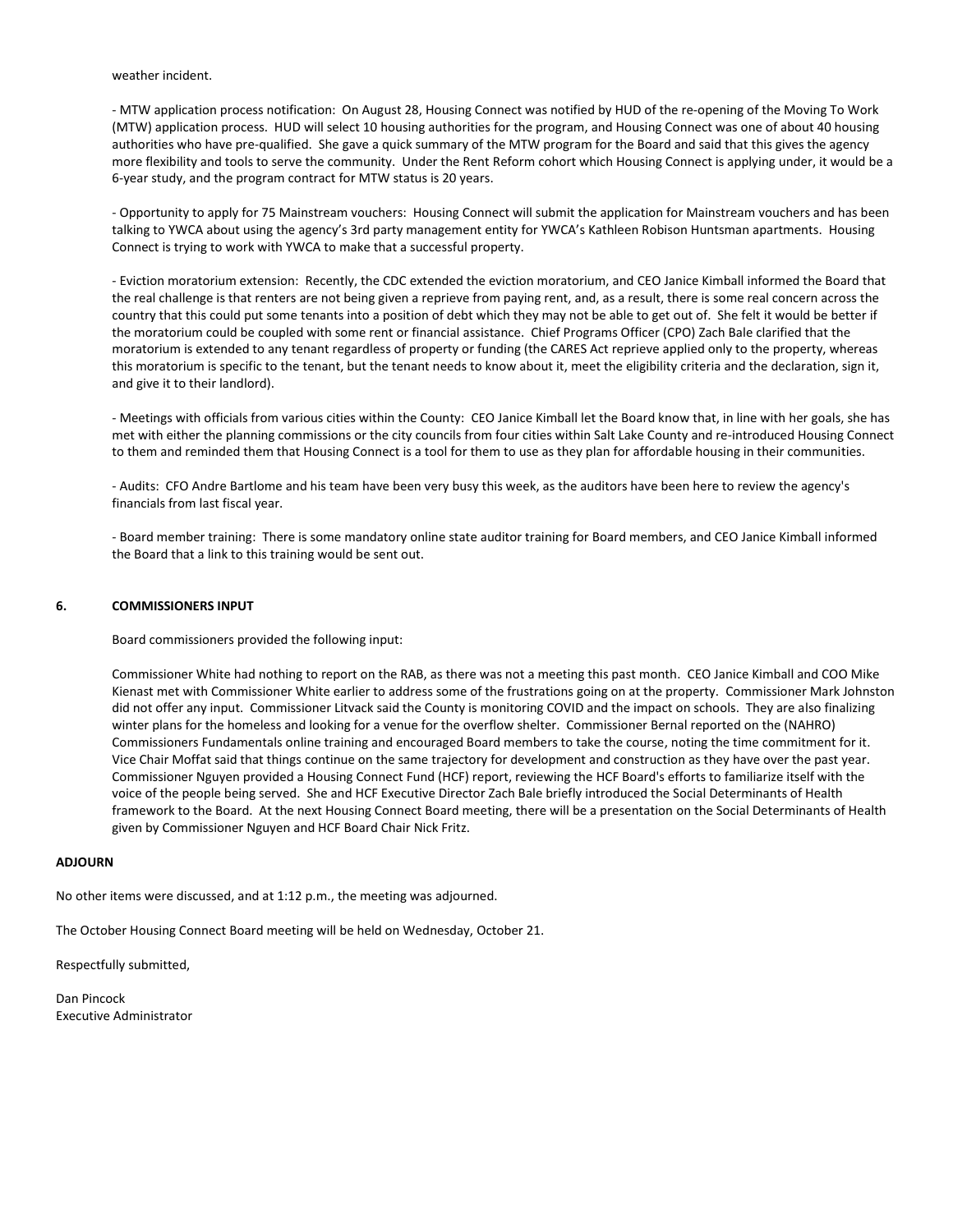weather incident.

- MTW application process notification: On August 28, Housing Connect was notified by HUD of the re-opening of the Moving To Work (MTW) application process. HUD will select 10 housing authorities for the program, and Housing Connect was one of about 40 housing authorities who have pre-qualified. She gave a quick summary of the MTW program for the Board and said that this gives the agency more flexibility and tools to serve the community. Under the Rent Reform cohort which Housing Connect is applying under, it would be a 6-year study, and the program contract for MTW status is 20 years.

- Opportunity to apply for 75 Mainstream vouchers: Housing Connect will submit the application for Mainstream vouchers and has been talking to YWCA about using the agency's 3rd party management entity for YWCA's Kathleen Robison Huntsman apartments. Housing Connect is trying to work with YWCA to make that a successful property.

- Eviction moratorium extension: Recently, the CDC extended the eviction moratorium, and CEO Janice Kimball informed the Board that the real challenge is that renters are not being given a reprieve from paying rent, and, as a result, there is some real concern across the country that this could put some tenants into a position of debt which they may not be able to get out of. She felt it would be better if the moratorium could be coupled with some rent or financial assistance. Chief Programs Officer (CPO) Zach Bale clarified that the moratorium is extended to any tenant regardless of property or funding (the CARES Act reprieve applied only to the property, whereas this moratorium is specific to the tenant, but the tenant needs to know about it, meet the eligibility criteria and the declaration, sign it, and give it to their landlord).

- Meetings with officials from various cities within the County: CEO Janice Kimball let the Board know that, in line with her goals, she has met with either the planning commissions or the city councils from four cities within Salt Lake County and re-introduced Housing Connect to them and reminded them that Housing Connect is a tool for them to use as they plan for affordable housing in their communities.

- Audits: CFO Andre Bartlome and his team have been very busy this week, as the auditors have been here to review the agency's financials from last fiscal year.

- Board member training: There is some mandatory online state auditor training for Board members, and CEO Janice Kimball informed the Board that a link to this training would be sent out.

## 6. COMMISSIONERS INPUT

Board commissioners provided the following input:

Commissioner White had nothing to report on the RAB, as there was not a meeting this past month. CEO Janice Kimball and COO Mike Kienast met with Commissioner White earlier to address some of the frustrations going on at the property. Commissioner Mark Johnston did not offer any input. Commissioner Litvack said the County is monitoring COVID and the impact on schools. They are also finalizing winter plans for the homeless and looking for a venue for the overflow shelter. Commissioner Bernal reported on the (NAHRO) Commissioners Fundamentals online training and encouraged Board members to take the course, noting the time commitment for it. Vice Chair Moffat said that things continue on the same trajectory for development and construction as they have over the past year. Commissioner Nguyen provided a Housing Connect Fund (HCF) report, reviewing the HCF Board's efforts to familiarize itself with the voice of the people being served. She and HCF Executive Director Zach Bale briefly introduced the Social Determinants of Health framework to the Board. At the next Housing Connect Board meeting, there will be a presentation on the Social Determinants of Health given by Commissioner Nguyen and HCF Board Chair Nick Fritz.

## ADJOURN

No other items were discussed, and at 1:12 p.m., the meeting was adjourned.

The October Housing Connect Board meeting will be held on Wednesday, October 21.

Respectfully submitted,

Dan Pincock
Executive Administrator